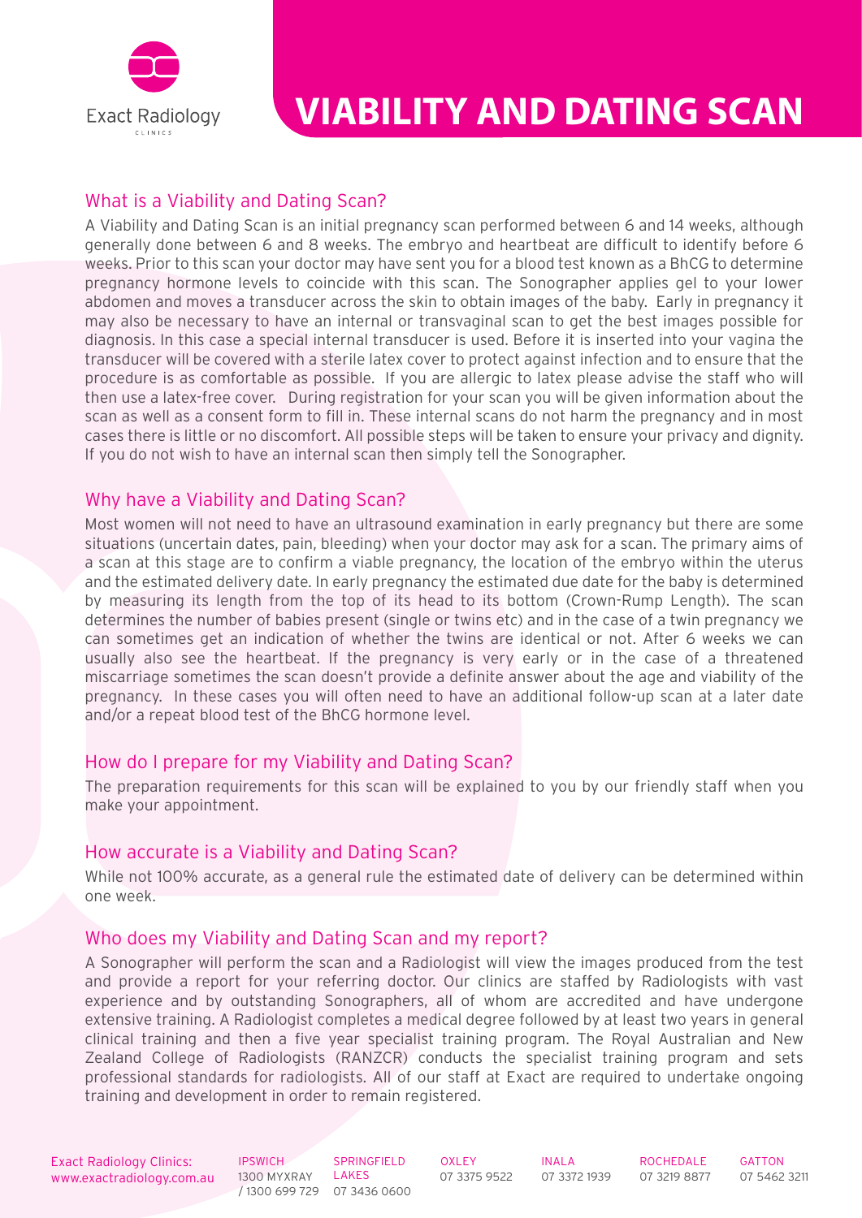Exact Radiology CLINICS

# VIABILITY AND DATING SCAN

## What is a Viability and Dating Scan?

A Viability and Dating Scan is an initial pregnancy scan performed between 6 and 14 weeks, although generally done between 6 and 8 weeks. The embryo and heartbeat are difficult to identify before 6 weeks. Prior to this scan your doctor may have sent you for a blood test known as a BhCG to determine pregnancy hormone levels to coincide with this scan. The Sonographer applies gel to your lower abdomen and moves a transducer across the skin to obtain images of the baby. Early in pregnancy it may also be necessary to have an internal or transvaginal scan to get the best images possible for diagnosis. In this case a special internal transducer is used. Before it is inserted into your vagina the transducer will be covered with a sterile latex cover to protect against infection and to ensure that the procedure is as comfortable as possible. If you are allergic to latex please advise the staff who will then use a latex-free cover. During registration for your scan you will be given information about the scan as well as a consent form to fill in. These internal scans do not harm the pregnancy and in most cases there is little or no discomfort. All possible steps will be taken to ensure your privacy and dignity. If you do not wish to have an internal scan then simply tell the Sonographer.

## Why have a Viability and Dating Scan?

Most women will not need to have an ultrasound examination in early pregnancy but there are some situations (uncertain dates, pain, bleeding) when your doctor may ask for a scan. The primary aims of a scan at this stage are to confirm a viable pregnancy, the location of the embryo within the uterus and the estimated delivery date. In early pregnancy the estimated due date for the baby is determined by measuring its length from the top of its head to its bottom (Crown-Rump Length). The scan determines the number of babies present (single or twins etc) and in the case of a twin pregnancy we can sometimes get an indication of whether the twins are identical or not. After 6 weeks we can usually also see the heartbeat. If the pregnancy is very early or in the case of a threatened miscarriage sometimes the scan doesn't provide a definite answer about the age and viability of the pregnancy. In these cases you will often need to have an additional follow-up scan at a later date and/or a repeat blood test of the BhCG hormone level.

## How do I prepare for my Viability and Dating Scan?

The preparation requirements for this scan will be explained to you by our friendly staff when you make your appointment.

## How accurate is a Viability and Dating Scan?

While not 100% accurate, as a general rule the estimated date of delivery can be determined within one week.

## Who does my Viability and Dating Scan and my report?

A Sonographer will perform the scan and a Radiologist will view the images produced from the test and provide a report for your referring doctor. Our clinics are staffed by Radiologists with vast experience and by outstanding Sonographers, all of whom are accredited and have undergone extensive training. A Radiologist completes a medical degree followed by at least two years in general clinical training and then a five year specialist training program. The Royal Australian and New Zealand College of Radiologists (RANZCR) conducts the specialist training program and sets professional standards for radiologists. All of our staff at Exact are required to undertake ongoing training and development in order to remain registered.

Exact Radiology Clinics: www.exactradiology.com.au

| IPSWICH | SPRINGFIELD LAKES | OXLEY | INALA | ROCHEDALE | GATTON |
|---|---|---|---|---|---|
| 1300 MYXRAY / 1300 699 729 | 07 3436 0600 | 07 3375 9522 | 07 3372 1939 | 07 3219 8877 | 07 5462 3211 |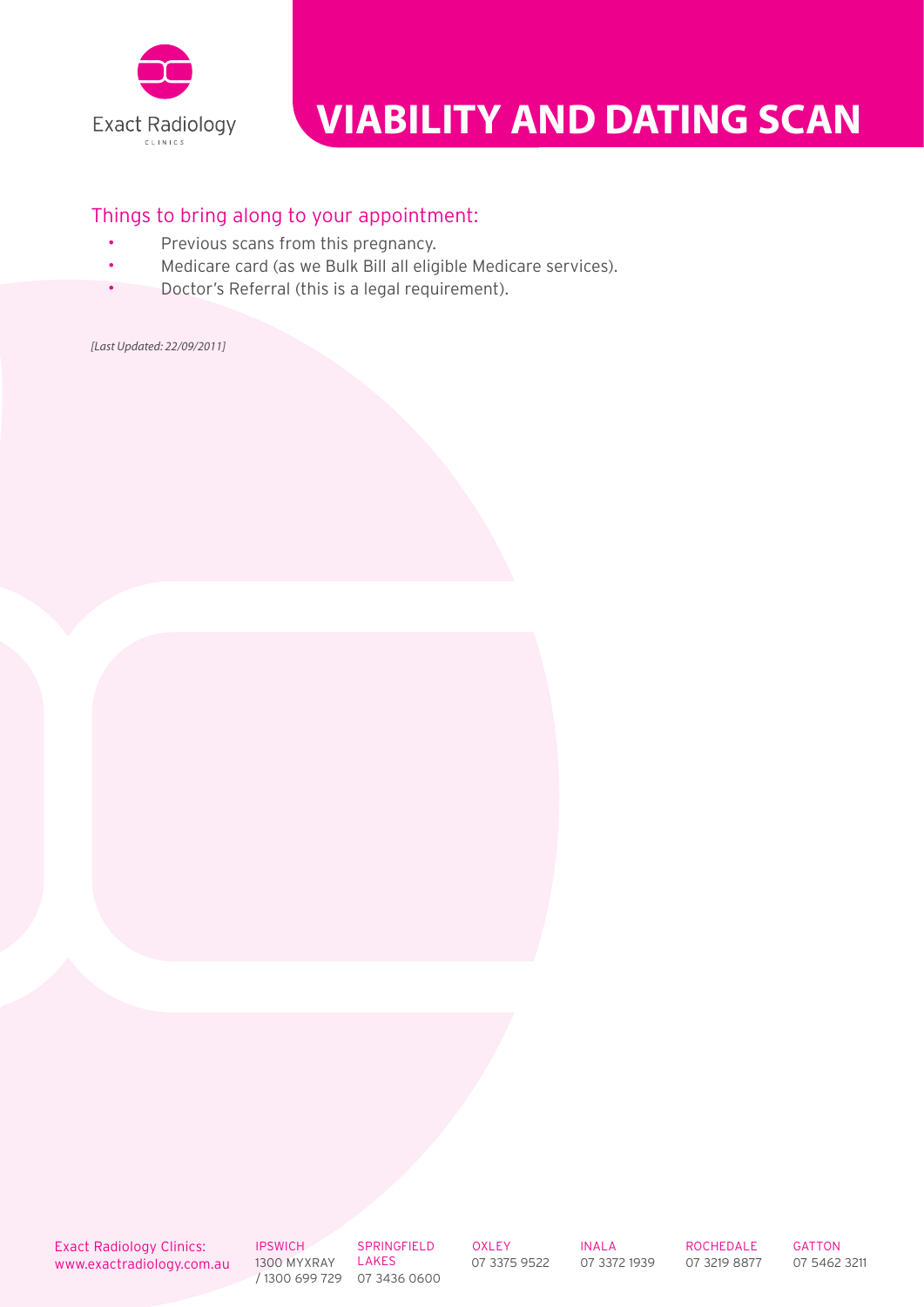# VIABILITY AND DATING SCAN

## Things to bring along to your appointment:

- Previous scans from this pregnancy.
- Medicare card (as we Bulk Bill all eligible Medicare services).
- Doctor's Referral (this is a legal requirement).

*[Last Updated: 22/09/2011]*

Exact Radiology Clinics:
www.exactradiology.com.au

IPSWICH
1300 MYXRAY / 1300 699 729

SPRINGFIELD LAKES
07 3436 0600

OXLEY
07 3375 9522

INALA
07 3372 1939

ROCHEDALE
07 3219 8877

GATTON
07 5462 3211